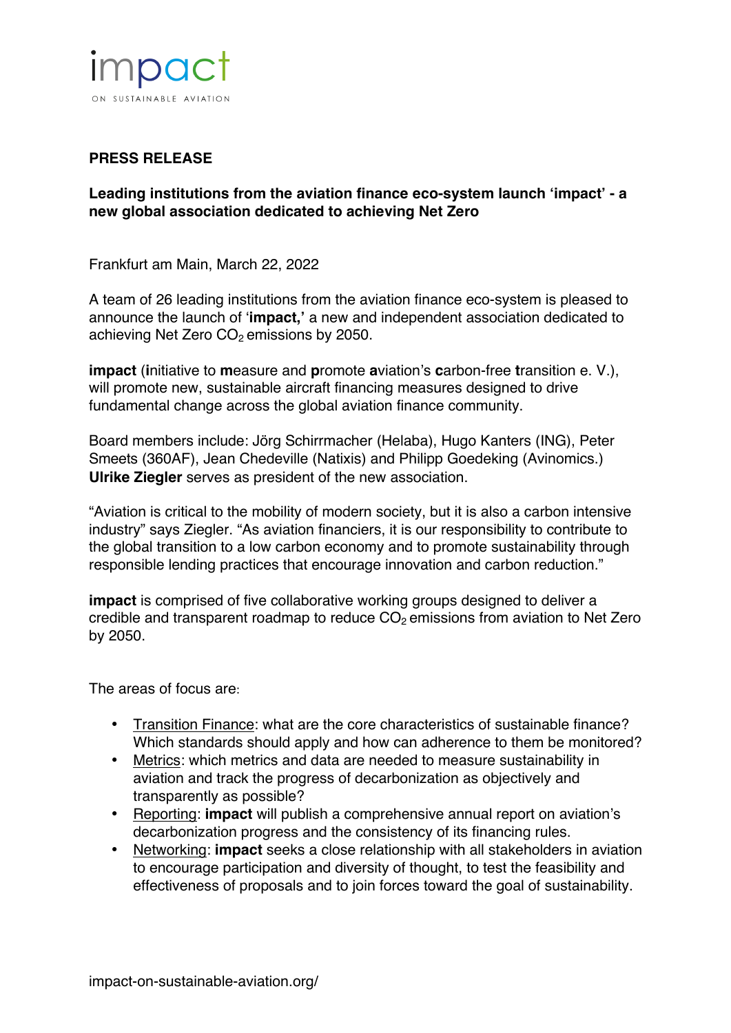impact

ON SUSTAINABLE AVIATION

**PRESS RELEASE**

**Leading institutions from the aviation finance eco-system launch 'impact' - a new global association dedicated to achieving Net Zero**

Frankfurt am Main, March 22, 2022

A team of 26 leading institutions from the aviation finance eco-system is pleased to announce the launch of '**impact,'** a new and independent association dedicated to achieving Net Zero $CO_2$ emissions by 2050.

**impact** (**i**nitiative to **m**easure and **p**romote **a**viation's **c**arbon-free **t**ransition e. V.), will promote new, sustainable aircraft financing measures designed to drive fundamental change across the global aviation finance community.

Board members include: Jörg Schirrmacher (Helaba), Hugo Kanters (ING), Peter Smeets (360AF), Jean Chedeville (Natixis) and Philipp Goedeking (Avinomics.) **Ulrike Ziegler** serves as president of the new association.

"Aviation is critical to the mobility of modern society, but it is also a carbon intensive industry" says Ziegler. "As aviation financiers, it is our responsibility to contribute to the global transition to a low carbon economy and to promote sustainability through responsible lending practices that encourage innovation and carbon reduction."

**impact** is comprised of five collaborative working groups designed to deliver a credible and transparent roadmap to reduce $CO_2$ emissions from aviation to Net Zero by 2050.

The areas of focus are:

- Transition Finance: what are the core characteristics of sustainable finance? Which standards should apply and how can adherence to them be monitored?
- Metrics: which metrics and data are needed to measure sustainability in aviation and track the progress of decarbonization as objectively and transparently as possible?
- Reporting: **impact** will publish a comprehensive annual report on aviation's decarbonization progress and the consistency of its financing rules.
- Networking: **impact** seeks a close relationship with all stakeholders in aviation to encourage participation and diversity of thought, to test the feasibility and effectiveness of proposals and to join forces toward the goal of sustainability.

impact-on-sustainable-aviation.org/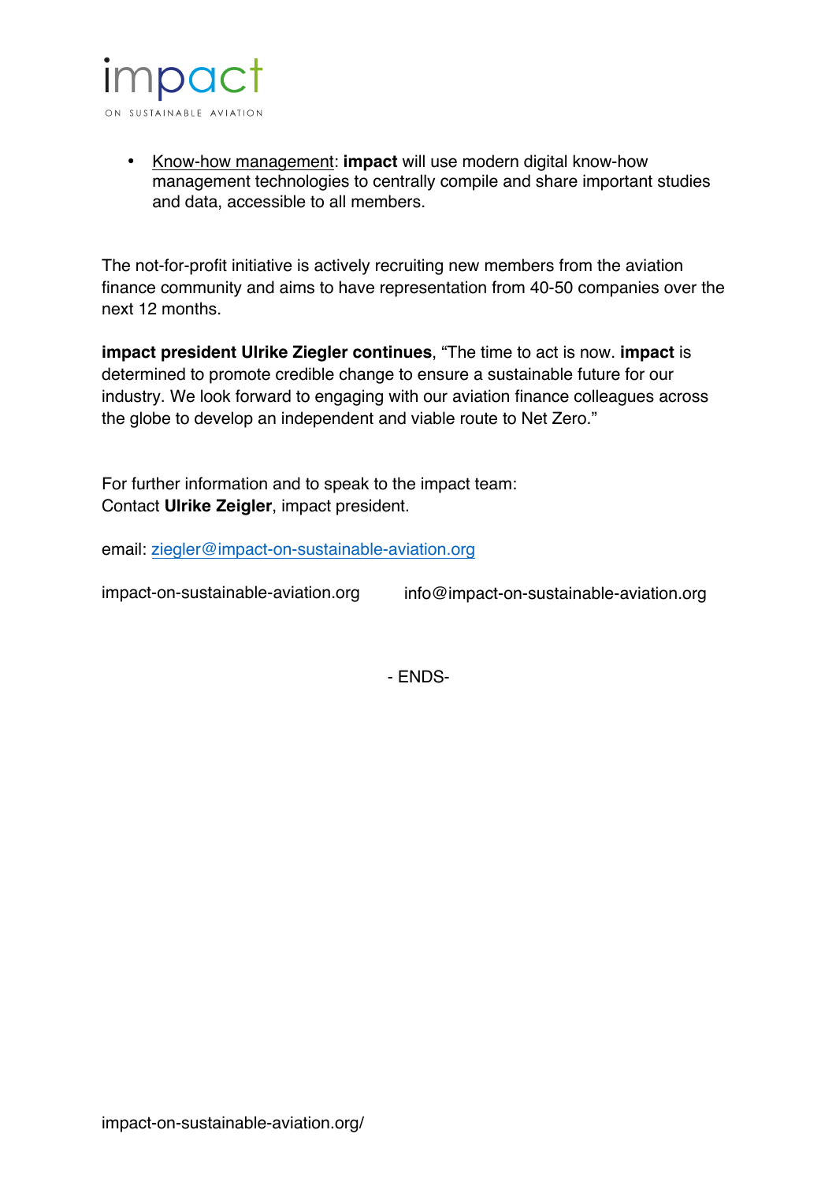- Know-how management: **impact** will use modern digital know-how management technologies to centrally compile and share important studies and data, accessible to all members.

The not-for-profit initiative is actively recruiting new members from the aviation finance community and aims to have representation from 40-50 companies over the next 12 months.

**impact president Ulrike Ziegler continues**, “The time to act is now. **impact** is determined to promote credible change to ensure a sustainable future for our industry. We look forward to engaging with our aviation finance colleagues across the globe to develop an independent and viable route to Net Zero.”

For further information and to speak to the impact team:
Contact **Ulrike Zeigler**, impact president.

email: ziegler@impact-on-sustainable-aviation.org

impact-on-sustainable-aviation.org     info@impact-on-sustainable-aviation.org

- ENDS-